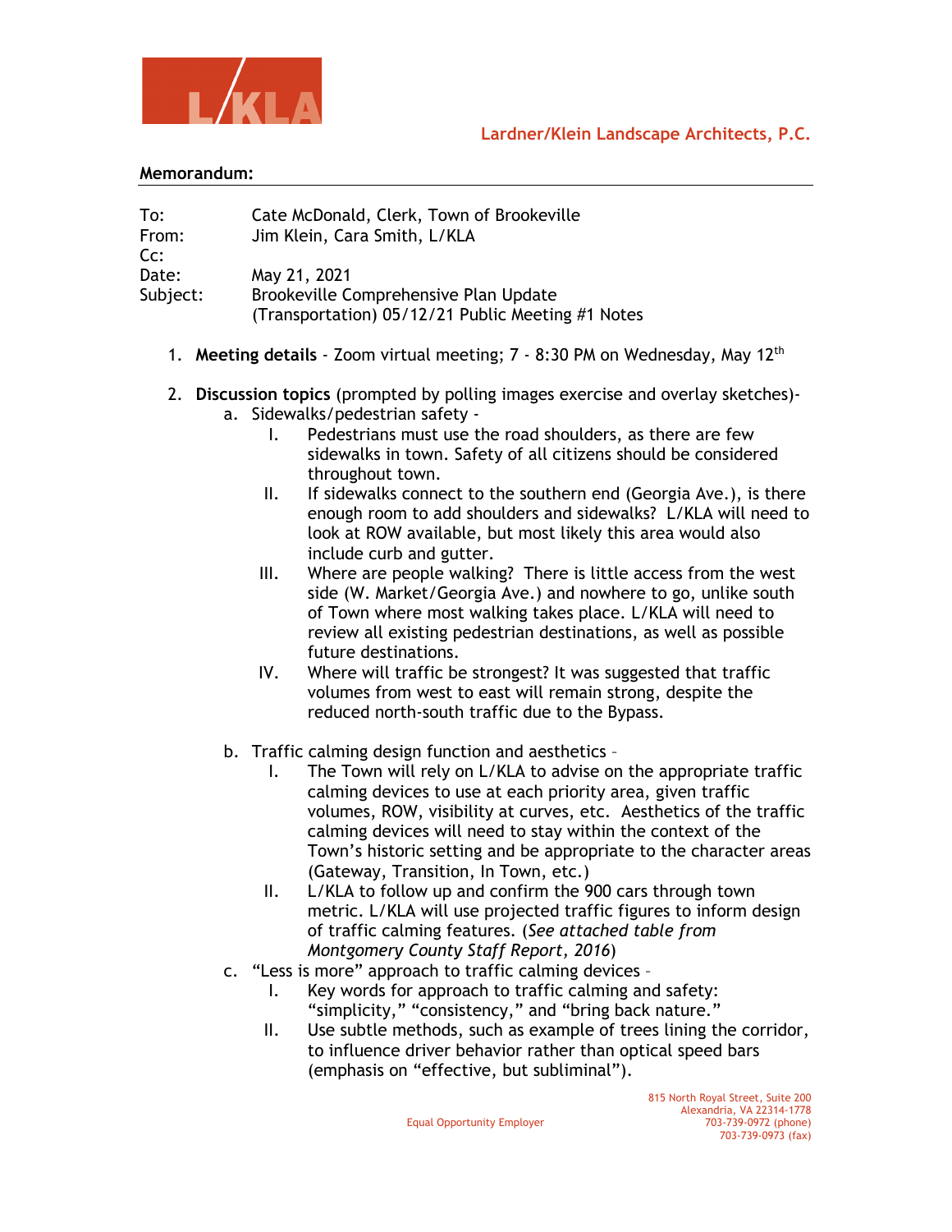**Lardner/Klein Landscape Architects, P.C.**

**Memorandum:**

To: Cate McDonald, Clerk, Town of Brookeville
From: Jim Klein, Cara Smith, L/KLA
Cc:
Date: May 21, 2021
Subject: Brookeville Comprehensive Plan Update
(Transportation) 05/12/21 Public Meeting #1 Notes

1. **Meeting details** - Zoom virtual meeting; 7 - 8:30 PM on Wednesday, May 12th

2. **Discussion topics** (prompted by polling images exercise and overlay sketches)-
   a. Sidewalks/pedestrian safety -
      I. Pedestrians must use the road shoulders, as there are few sidewalks in town. Safety of all citizens should be considered throughout town.
      II. If sidewalks connect to the southern end (Georgia Ave.), is there enough room to add shoulders and sidewalks? L/KLA will need to look at ROW available, but most likely this area would also include curb and gutter.
      III. Where are people walking? There is little access from the west side (W. Market/Georgia Ave.) and nowhere to go, unlike south of Town where most walking takes place. L/KLA will need to review all existing pedestrian destinations, as well as possible future destinations.
      IV. Where will traffic be strongest? It was suggested that traffic volumes from west to east will remain strong, despite the reduced north-south traffic due to the Bypass.

   b. Traffic calming design function and aesthetics –
      I. The Town will rely on L/KLA to advise on the appropriate traffic calming devices to use at each priority area, given traffic volumes, ROW, visibility at curves, etc. Aesthetics of the traffic calming devices will need to stay within the context of the Town's historic setting and be appropriate to the character areas (Gateway, Transition, In Town, etc.)
      II. L/KLA to follow up and confirm the 900 cars through town metric. L/KLA will use projected traffic figures to inform design of traffic calming features. (*See attached table from Montgomery County Staff Report, 2016*)

   c. "Less is more" approach to traffic calming devices –
      I. Key words for approach to traffic calming and safety: "simplicity," "consistency," and "bring back nature."
      II. Use subtle methods, such as example of trees lining the corridor, to influence driver behavior rather than optical speed bars (emphasis on "effective, but subliminal").

815 North Royal Street, Suite 200
Alexandria, VA 22314-1778
703-739-0972 (phone)
703-739-0973 (fax)

Equal Opportunity Employer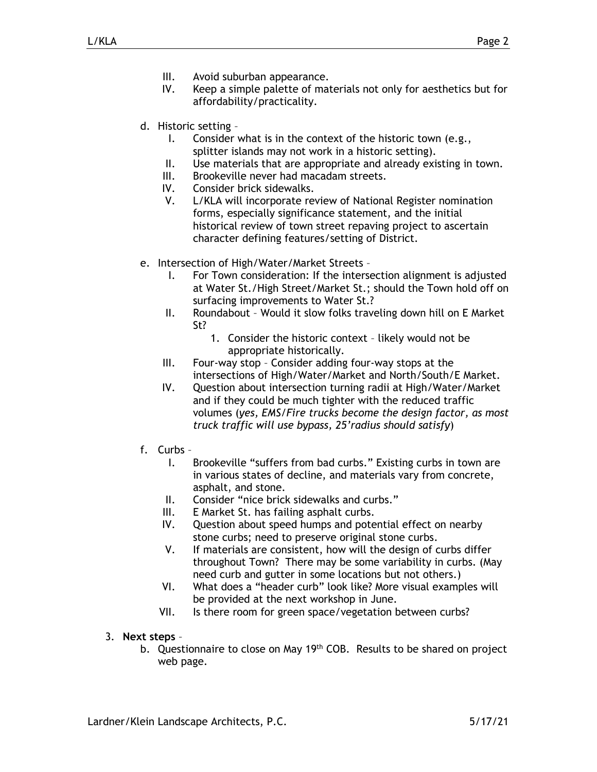III. Avoid suburban appearance.
IV. Keep a simple palette of materials not only for aesthetics but for affordability/practicality.

d. Historic setting –
   I. Consider what is in the context of the historic town (e.g., splitter islands may not work in a historic setting).
   II. Use materials that are appropriate and already existing in town.
   III. Brookeville never had macadam streets.
   IV. Consider brick sidewalks.
   V. L/KLA will incorporate review of National Register nomination forms, especially significance statement, and the initial historical review of town street repaving project to ascertain character defining features/setting of District.

e. Intersection of High/Water/Market Streets –
   I. For Town consideration: If the intersection alignment is adjusted at Water St./High Street/Market St.; should the Town hold off on surfacing improvements to Water St.?
   II. Roundabout – Would it slow folks traveling down hill on E Market St?
      1. Consider the historic context – likely would not be appropriate historically.
   III. Four-way stop – Consider adding four-way stops at the intersections of High/Water/Market and North/South/E Market.
   IV. Question about intersection turning radii at High/Water/Market and if they could be much tighter with the reduced traffic volumes (*yes, EMS/Fire trucks become the design factor, as most truck traffic will use bypass, 25'radius should satisfy*)

f. Curbs –
   I. Brookeville "suffers from bad curbs." Existing curbs in town are in various states of decline, and materials vary from concrete, asphalt, and stone.
   II. Consider "nice brick sidewalks and curbs."
   III. E Market St. has failing asphalt curbs.
   IV. Question about speed humps and potential effect on nearby stone curbs; need to preserve original stone curbs.
   V. If materials are consistent, how will the design of curbs differ throughout Town? There may be some variability in curbs. (May need curb and gutter in some locations but not others.)
   VI. What does a "header curb" look like? More visual examples will be provided at the next workshop in June.
   VII. Is there room for green space/vegetation between curbs?

3. **Next steps** –
   b. Questionnaire to close on May 19th COB. Results to be shared on project web page.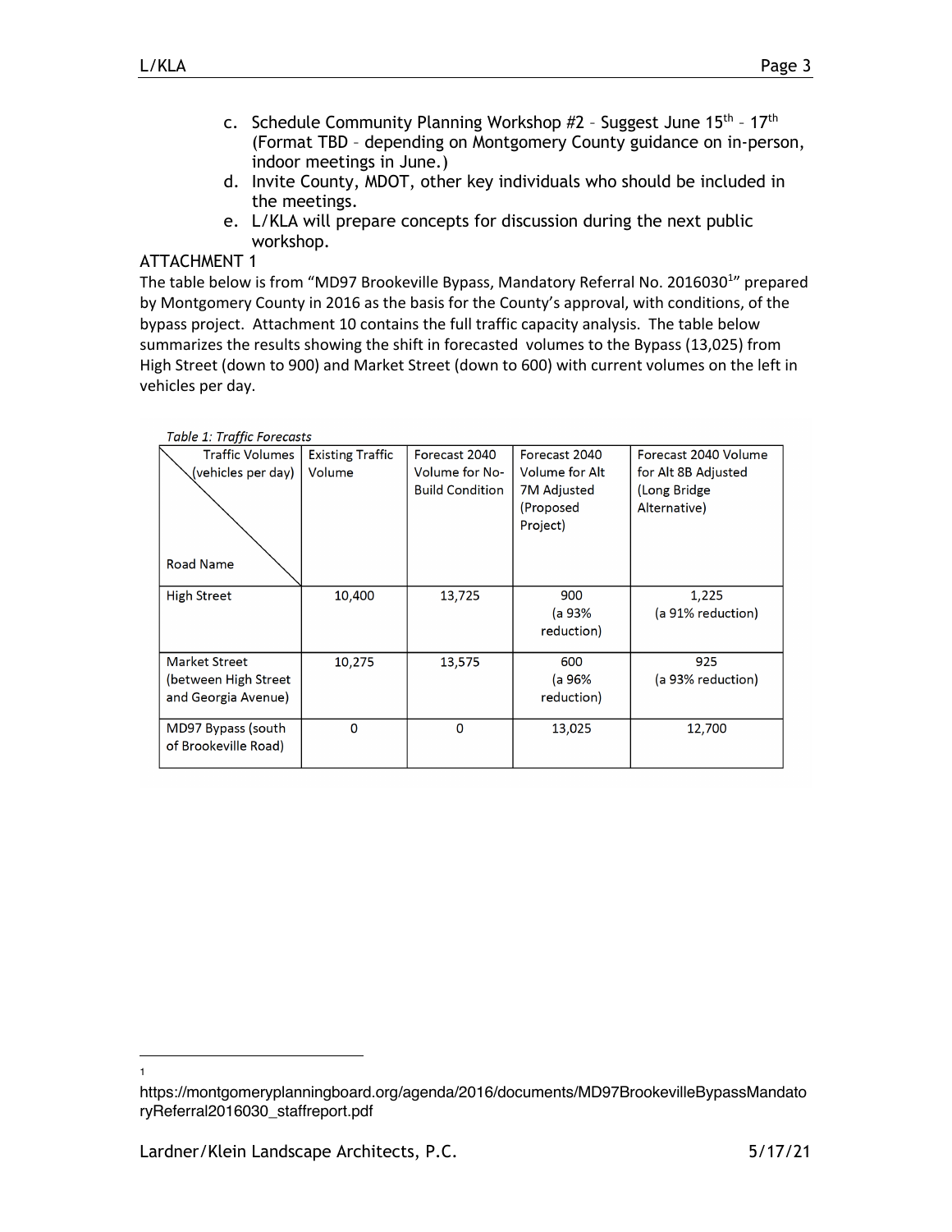c. Schedule Community Planning Workshop #2 – Suggest June 15th – 17th (Format TBD – depending on Montgomery County guidance on in-person, indoor meetings in June.)
d. Invite County, MDOT, other key individuals who should be included in the meetings.
e. L/KLA will prepare concepts for discussion during the next public workshop.

ATTACHMENT 1

The table below is from "MD97 Brookeville Bypass, Mandatory Referral No. 2016030[1]" prepared by Montgomery County in 2016 as the basis for the County's approval, with conditions, of the bypass project. Attachment 10 contains the full traffic capacity analysis. The table below summarizes the results showing the shift in forecasted volumes to the Bypass (13,025) from High Street (down to 900) and Market Street (down to 600) with current volumes on the left in vehicles per day.

*Table 1: Traffic Forecasts*

| Traffic Volumes (vehicles per day) / Road Name | Existing Traffic Volume | Forecast 2040 Volume for No-Build Condition | Forecast 2040 Volume for Alt 7M Adjusted (Proposed Project) | Forecast 2040 Volume for Alt 8B Adjusted (Long Bridge Alternative) |
|---|---|---|---|---|
| High Street | 10,400 | 13,725 | 900 (a 93% reduction) | 1,225 (a 91% reduction) |
| Market Street (between High Street and Georgia Avenue) | 10,275 | 13,575 | 600 (a 96% reduction) | 925 (a 93% reduction) |
| MD97 Bypass (south of Brookeville Road) | 0 | 0 | 13,025 | 12,700 |

[1] https://montgomeryplanningboard.org/agenda/2016/documents/MD97BrookevilleBypassMandatoryReferral2016030_staffreport.pdf